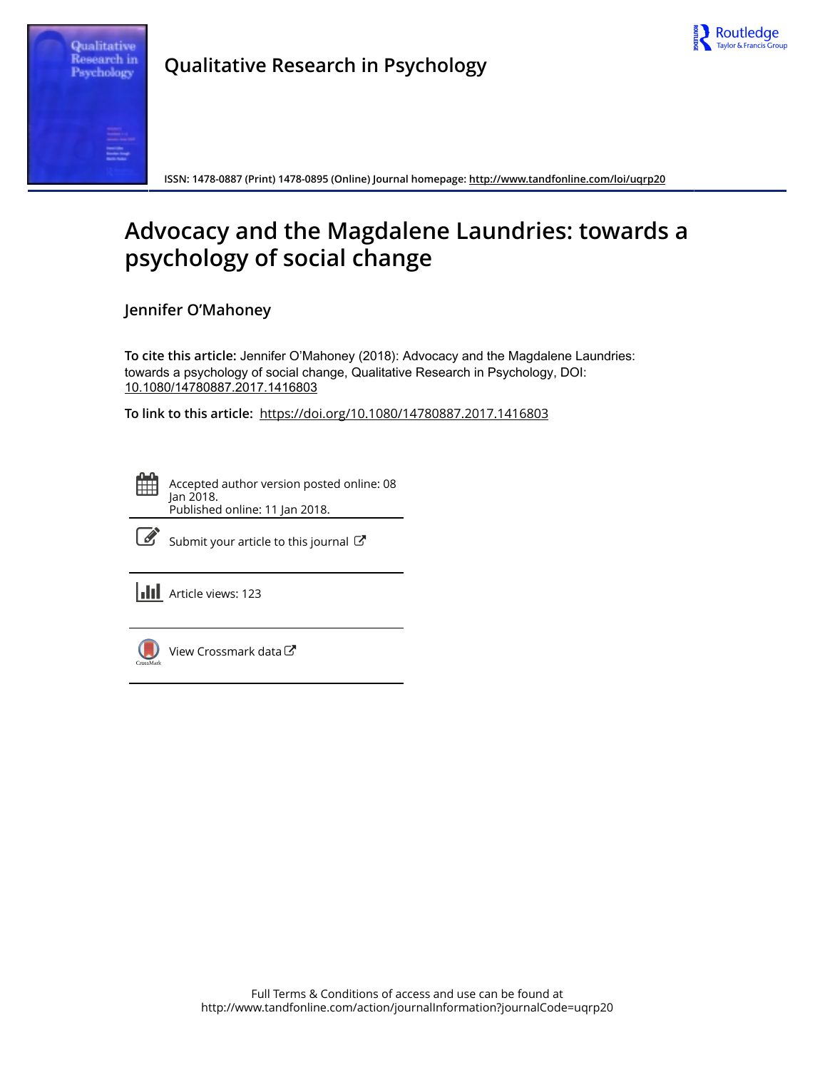Qualitative Research in Psychology

ISSN: 1478-0887 (Print) 1478-0895 (Online) Journal homepage: http://www.tandfonline.com/loi/uqrp20

# Advocacy and the Magdalene Laundries: towards a psychology of social change

**Jennifer O'Mahoney**

**To cite this article:** Jennifer O'Mahoney (2018): Advocacy and the Magdalene Laundries: towards a psychology of social change, Qualitative Research in Psychology, DOI: 10.1080/14780887.2017.1416803

**To link to this article:** https://doi.org/10.1080/14780887.2017.1416803

Accepted author version posted online: 08 Jan 2018.
Published online: 11 Jan 2018.

Submit your article to this journal

Article views: 123

View Crossmark data

Full Terms & Conditions of access and use can be found at
http://www.tandfonline.com/action/journalInformation?journalCode=uqrp20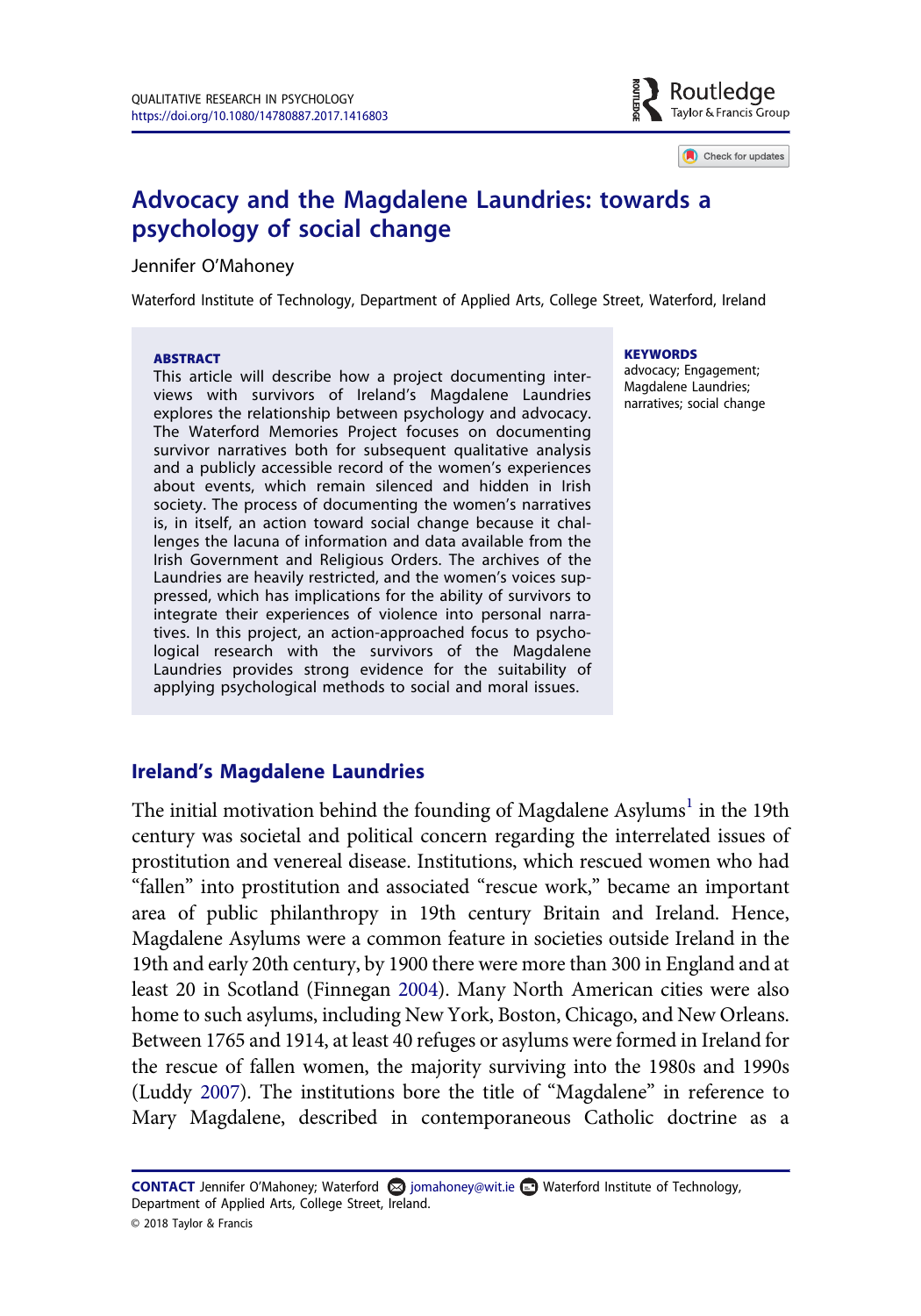# Advocacy and the Magdalene Laundries: towards a psychology of social change

Jennifer O'Mahoney

Waterford Institute of Technology, Department of Applied Arts, College Street, Waterford, Ireland

**ABSTRACT**

This article will describe how a project documenting interviews with survivors of Ireland's Magdalene Laundries explores the relationship between psychology and advocacy. The Waterford Memories Project focuses on documenting survivor narratives both for subsequent qualitative analysis and a publicly accessible record of the women's experiences about events, which remain silenced and hidden in Irish society. The process of documenting the women's narratives is, in itself, an action toward social change because it challenges the lacuna of information and data available from the Irish Government and Religious Orders. The archives of the Laundries are heavily restricted, and the women's voices suppressed, which has implications for the ability of survivors to integrate their experiences of violence into personal narratives. In this project, an action-approached focus to psychological research with the survivors of the Magdalene Laundries provides strong evidence for the suitability of applying psychological methods to social and moral issues.

**KEYWORDS**

advocacy; Engagement; Magdalene Laundries; narratives; social change

## Ireland's Magdalene Laundries

The initial motivation behind the founding of Magdalene Asylums[1] in the 19th century was societal and political concern regarding the interrelated issues of prostitution and venereal disease. Institutions, which rescued women who had "fallen" into prostitution and associated "rescue work," became an important area of public philanthropy in 19th century Britain and Ireland. Hence, Magdalene Asylums were a common feature in societies outside Ireland in the 19th and early 20th century, by 1900 there were more than 300 in England and at least 20 in Scotland (Finnegan 2004). Many North American cities were also home to such asylums, including New York, Boston, Chicago, and New Orleans. Between 1765 and 1914, at least 40 refuges or asylums were formed in Ireland for the rescue of fallen women, the majority surviving into the 1980s and 1990s (Luddy 2007). The institutions bore the title of "Magdalene" in reference to Mary Magdalene, described in contemporaneous Catholic doctrine as a

**CONTACT** Jennifer O'Mahoney; Waterford jomahoney@wit.ie Waterford Institute of Technology, Department of Applied Arts, College Street, Ireland.

© 2018 Taylor & Francis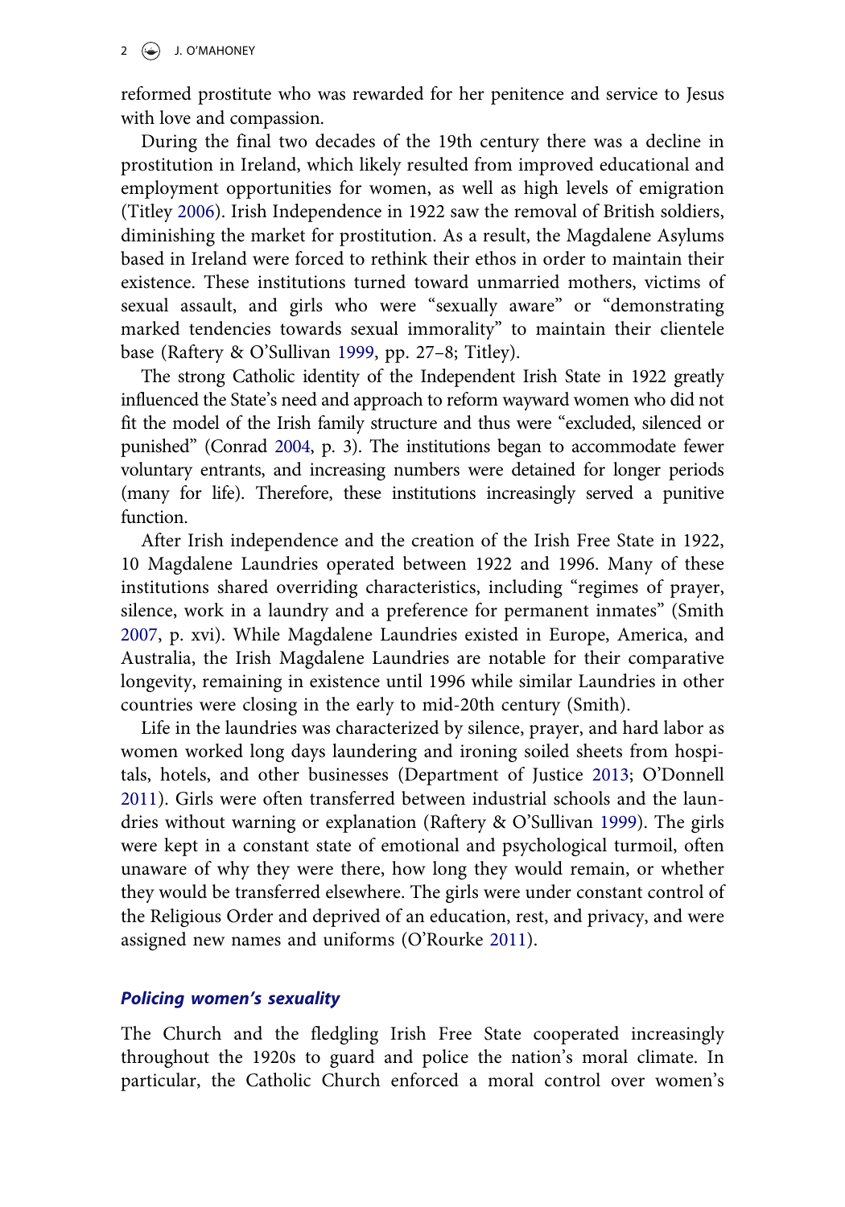reformed prostitute who was rewarded for her penitence and service to Jesus with love and compassion.

During the final two decades of the 19th century there was a decline in prostitution in Ireland, which likely resulted from improved educational and employment opportunities for women, as well as high levels of emigration (Titley 2006). Irish Independence in 1922 saw the removal of British soldiers, diminishing the market for prostitution. As a result, the Magdalene Asylums based in Ireland were forced to rethink their ethos in order to maintain their existence. These institutions turned toward unmarried mothers, victims of sexual assault, and girls who were "sexually aware" or "demonstrating marked tendencies towards sexual immorality" to maintain their clientele base (Raftery & O'Sullivan 1999, pp. 27–8; Titley).

The strong Catholic identity of the Independent Irish State in 1922 greatly influenced the State's need and approach to reform wayward women who did not fit the model of the Irish family structure and thus were "excluded, silenced or punished" (Conrad 2004, p. 3). The institutions began to accommodate fewer voluntary entrants, and increasing numbers were detained for longer periods (many for life). Therefore, these institutions increasingly served a punitive function.

After Irish independence and the creation of the Irish Free State in 1922, 10 Magdalene Laundries operated between 1922 and 1996. Many of these institutions shared overriding characteristics, including "regimes of prayer, silence, work in a laundry and a preference for permanent inmates" (Smith 2007, p. xvi). While Magdalene Laundries existed in Europe, America, and Australia, the Irish Magdalene Laundries are notable for their comparative longevity, remaining in existence until 1996 while similar Laundries in other countries were closing in the early to mid-20th century (Smith).

Life in the laundries was characterized by silence, prayer, and hard labor as women worked long days laundering and ironing soiled sheets from hospitals, hotels, and other businesses (Department of Justice 2013; O'Donnell 2011). Girls were often transferred between industrial schools and the laundries without warning or explanation (Raftery & O'Sullivan 1999). The girls were kept in a constant state of emotional and psychological turmoil, often unaware of why they were there, how long they would remain, or whether they would be transferred elsewhere. The girls were under constant control of the Religious Order and deprived of an education, rest, and privacy, and were assigned new names and uniforms (O'Rourke 2011).

### *Policing women's sexuality*

The Church and the fledgling Irish Free State cooperated increasingly throughout the 1920s to guard and police the nation's moral climate. In particular, the Catholic Church enforced a moral control over women's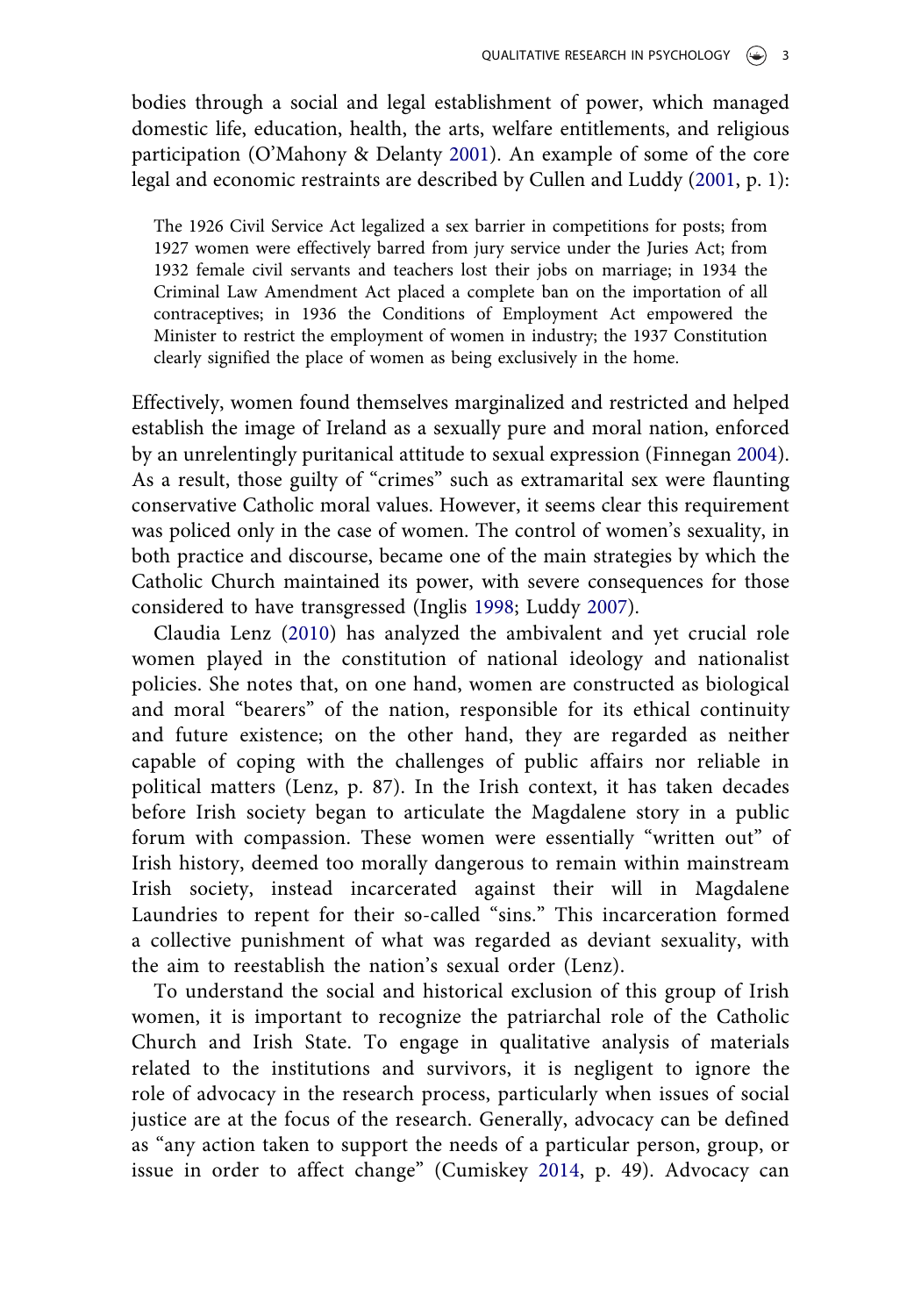bodies through a social and legal establishment of power, which managed domestic life, education, health, the arts, welfare entitlements, and religious participation (O'Mahony & Delanty 2001). An example of some of the core legal and economic restraints are described by Cullen and Luddy (2001, p. 1):

> The 1926 Civil Service Act legalized a sex barrier in competitions for posts; from 1927 women were effectively barred from jury service under the Juries Act; from 1932 female civil servants and teachers lost their jobs on marriage; in 1934 the Criminal Law Amendment Act placed a complete ban on the importation of all contraceptives; in 1936 the Conditions of Employment Act empowered the Minister to restrict the employment of women in industry; the 1937 Constitution clearly signified the place of women as being exclusively in the home.

Effectively, women found themselves marginalized and restricted and helped establish the image of Ireland as a sexually pure and moral nation, enforced by an unrelentingly puritanical attitude to sexual expression (Finnegan 2004). As a result, those guilty of "crimes" such as extramarital sex were flaunting conservative Catholic moral values. However, it seems clear this requirement was policed only in the case of women. The control of women's sexuality, in both practice and discourse, became one of the main strategies by which the Catholic Church maintained its power, with severe consequences for those considered to have transgressed (Inglis 1998; Luddy 2007).

Claudia Lenz (2010) has analyzed the ambivalent and yet crucial role women played in the constitution of national ideology and nationalist policies. She notes that, on one hand, women are constructed as biological and moral "bearers" of the nation, responsible for its ethical continuity and future existence; on the other hand, they are regarded as neither capable of coping with the challenges of public affairs nor reliable in political matters (Lenz, p. 87). In the Irish context, it has taken decades before Irish society began to articulate the Magdalene story in a public forum with compassion. These women were essentially "written out" of Irish history, deemed too morally dangerous to remain within mainstream Irish society, instead incarcerated against their will in Magdalene Laundries to repent for their so-called "sins." This incarceration formed a collective punishment of what was regarded as deviant sexuality, with the aim to reestablish the nation's sexual order (Lenz).

To understand the social and historical exclusion of this group of Irish women, it is important to recognize the patriarchal role of the Catholic Church and Irish State. To engage in qualitative analysis of materials related to the institutions and survivors, it is negligent to ignore the role of advocacy in the research process, particularly when issues of social justice are at the focus of the research. Generally, advocacy can be defined as "any action taken to support the needs of a particular person, group, or issue in order to affect change" (Cumiskey 2014, p. 49). Advocacy can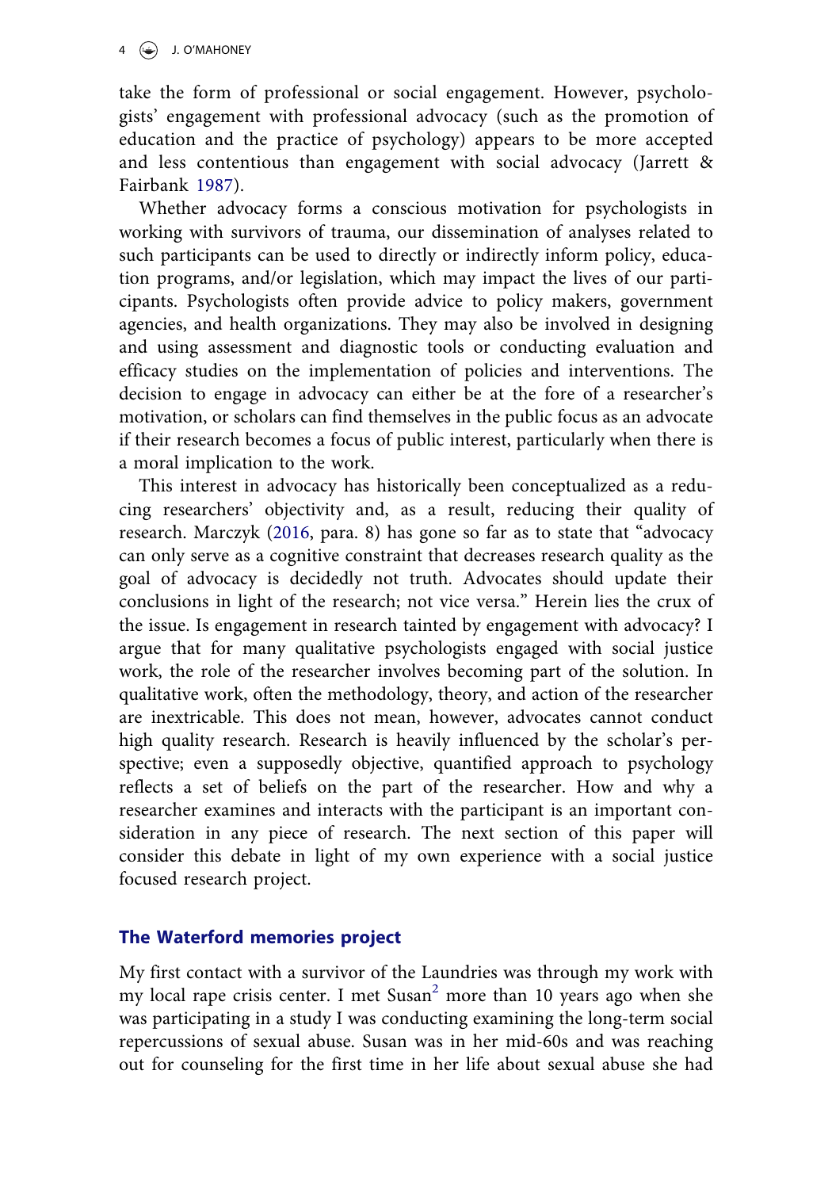take the form of professional or social engagement. However, psychologists' engagement with professional advocacy (such as the promotion of education and the practice of psychology) appears to be more accepted and less contentious than engagement with social advocacy (Jarrett & Fairbank 1987).

Whether advocacy forms a conscious motivation for psychologists in working with survivors of trauma, our dissemination of analyses related to such participants can be used to directly or indirectly inform policy, education programs, and/or legislation, which may impact the lives of our participants. Psychologists often provide advice to policy makers, government agencies, and health organizations. They may also be involved in designing and using assessment and diagnostic tools or conducting evaluation and efficacy studies on the implementation of policies and interventions. The decision to engage in advocacy can either be at the fore of a researcher's motivation, or scholars can find themselves in the public focus as an advocate if their research becomes a focus of public interest, particularly when there is a moral implication to the work.

This interest in advocacy has historically been conceptualized as a reducing researchers' objectivity and, as a result, reducing their quality of research. Marczyk (2016, para. 8) has gone so far as to state that "advocacy can only serve as a cognitive constraint that decreases research quality as the goal of advocacy is decidedly not truth. Advocates should update their conclusions in light of the research; not vice versa." Herein lies the crux of the issue. Is engagement in research tainted by engagement with advocacy? I argue that for many qualitative psychologists engaged with social justice work, the role of the researcher involves becoming part of the solution. In qualitative work, often the methodology, theory, and action of the researcher are inextricable. This does not mean, however, advocates cannot conduct high quality research. Research is heavily influenced by the scholar's perspective; even a supposedly objective, quantified approach to psychology reflects a set of beliefs on the part of the researcher. How and why a researcher examines and interacts with the participant is an important consideration in any piece of research. The next section of this paper will consider this debate in light of my own experience with a social justice focused research project.

## The Waterford memories project

My first contact with a survivor of the Laundries was through my work with my local rape crisis center. I met Susan[2] more than 10 years ago when she was participating in a study I was conducting examining the long-term social repercussions of sexual abuse. Susan was in her mid-60s and was reaching out for counseling for the first time in her life about sexual abuse she had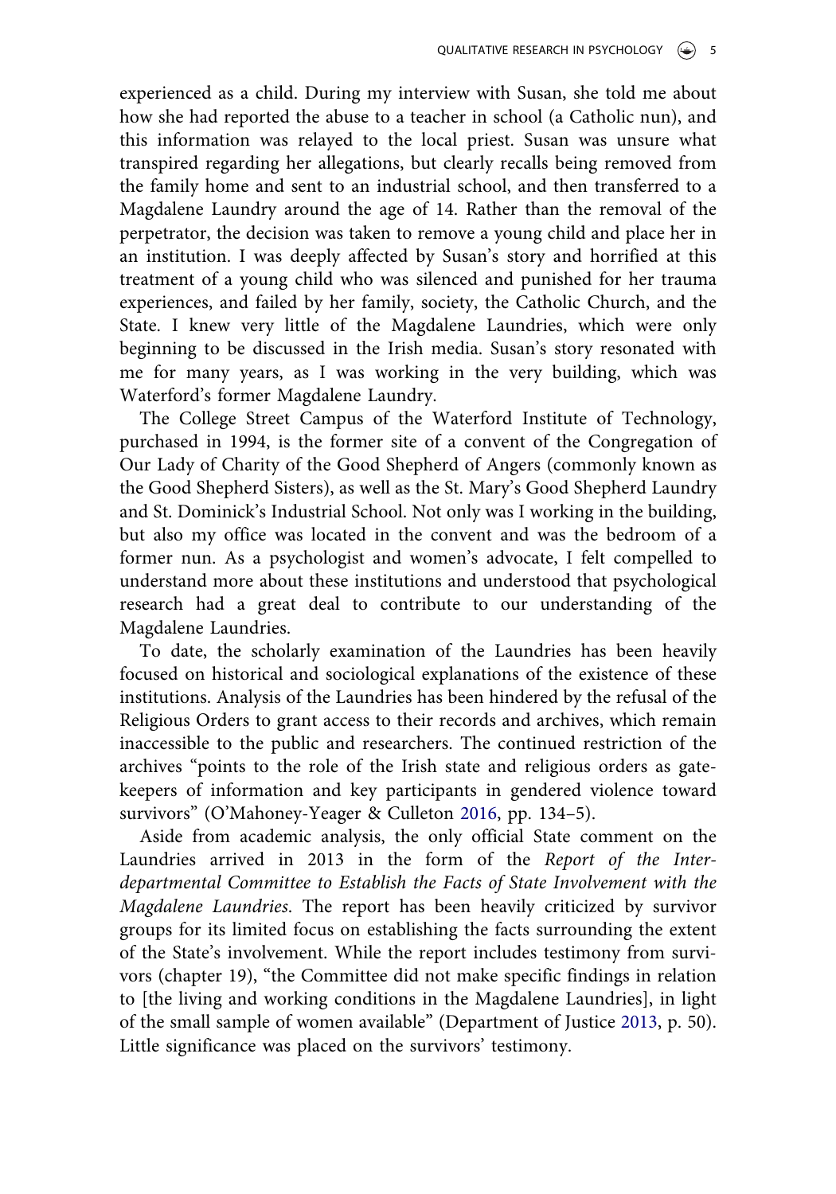experienced as a child. During my interview with Susan, she told me about how she had reported the abuse to a teacher in school (a Catholic nun), and this information was relayed to the local priest. Susan was unsure what transpired regarding her allegations, but clearly recalls being removed from the family home and sent to an industrial school, and then transferred to a Magdalene Laundry around the age of 14. Rather than the removal of the perpetrator, the decision was taken to remove a young child and place her in an institution. I was deeply affected by Susan's story and horrified at this treatment of a young child who was silenced and punished for her trauma experiences, and failed by her family, society, the Catholic Church, and the State. I knew very little of the Magdalene Laundries, which were only beginning to be discussed in the Irish media. Susan's story resonated with me for many years, as I was working in the very building, which was Waterford's former Magdalene Laundry.

The College Street Campus of the Waterford Institute of Technology, purchased in 1994, is the former site of a convent of the Congregation of Our Lady of Charity of the Good Shepherd of Angers (commonly known as the Good Shepherd Sisters), as well as the St. Mary's Good Shepherd Laundry and St. Dominick's Industrial School. Not only was I working in the building, but also my office was located in the convent and was the bedroom of a former nun. As a psychologist and women's advocate, I felt compelled to understand more about these institutions and understood that psychological research had a great deal to contribute to our understanding of the Magdalene Laundries.

To date, the scholarly examination of the Laundries has been heavily focused on historical and sociological explanations of the existence of these institutions. Analysis of the Laundries has been hindered by the refusal of the Religious Orders to grant access to their records and archives, which remain inaccessible to the public and researchers. The continued restriction of the archives "points to the role of the Irish state and religious orders as gatekeepers of information and key participants in gendered violence toward survivors" (O'Mahoney-Yeager & Culleton 2016, pp. 134–5).

Aside from academic analysis, the only official State comment on the Laundries arrived in 2013 in the form of the *Report of the Interdepartmental Committee to Establish the Facts of State Involvement with the Magdalene Laundries*. The report has been heavily criticized by survivor groups for its limited focus on establishing the facts surrounding the extent of the State's involvement. While the report includes testimony from survivors (chapter 19), "the Committee did not make specific findings in relation to [the living and working conditions in the Magdalene Laundries], in light of the small sample of women available" (Department of Justice 2013, p. 50). Little significance was placed on the survivors' testimony.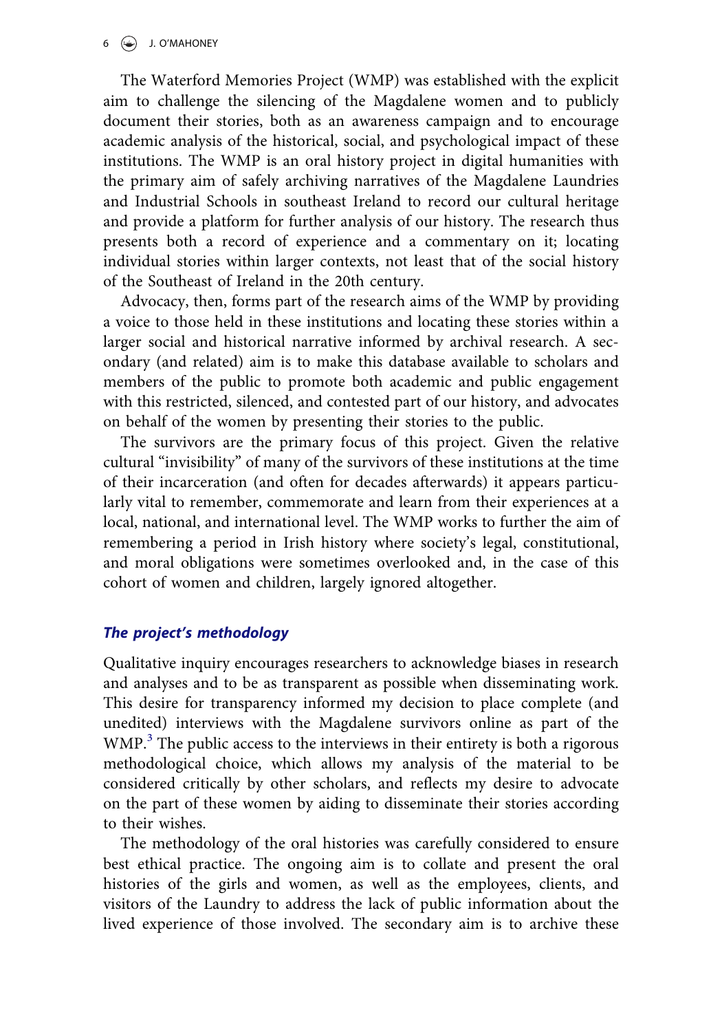The Waterford Memories Project (WMP) was established with the explicit aim to challenge the silencing of the Magdalene women and to publicly document their stories, both as an awareness campaign and to encourage academic analysis of the historical, social, and psychological impact of these institutions. The WMP is an oral history project in digital humanities with the primary aim of safely archiving narratives of the Magdalene Laundries and Industrial Schools in southeast Ireland to record our cultural heritage and provide a platform for further analysis of our history. The research thus presents both a record of experience and a commentary on it; locating individual stories within larger contexts, not least that of the social history of the Southeast of Ireland in the 20th century.

Advocacy, then, forms part of the research aims of the WMP by providing a voice to those held in these institutions and locating these stories within a larger social and historical narrative informed by archival research. A secondary (and related) aim is to make this database available to scholars and members of the public to promote both academic and public engagement with this restricted, silenced, and contested part of our history, and advocates on behalf of the women by presenting their stories to the public.

The survivors are the primary focus of this project. Given the relative cultural "invisibility" of many of the survivors of these institutions at the time of their incarceration (and often for decades afterwards) it appears particularly vital to remember, commemorate and learn from their experiences at a local, national, and international level. The WMP works to further the aim of remembering a period in Irish history where society's legal, constitutional, and moral obligations were sometimes overlooked and, in the case of this cohort of women and children, largely ignored altogether.

### *The project's methodology*

Qualitative inquiry encourages researchers to acknowledge biases in research and analyses and to be as transparent as possible when disseminating work. This desire for transparency informed my decision to place complete (and unedited) interviews with the Magdalene survivors online as part of the WMP.[3] The public access to the interviews in their entirety is both a rigorous methodological choice, which allows my analysis of the material to be considered critically by other scholars, and reflects my desire to advocate on the part of these women by aiding to disseminate their stories according to their wishes.

The methodology of the oral histories was carefully considered to ensure best ethical practice. The ongoing aim is to collate and present the oral histories of the girls and women, as well as the employees, clients, and visitors of the Laundry to address the lack of public information about the lived experience of those involved. The secondary aim is to archive these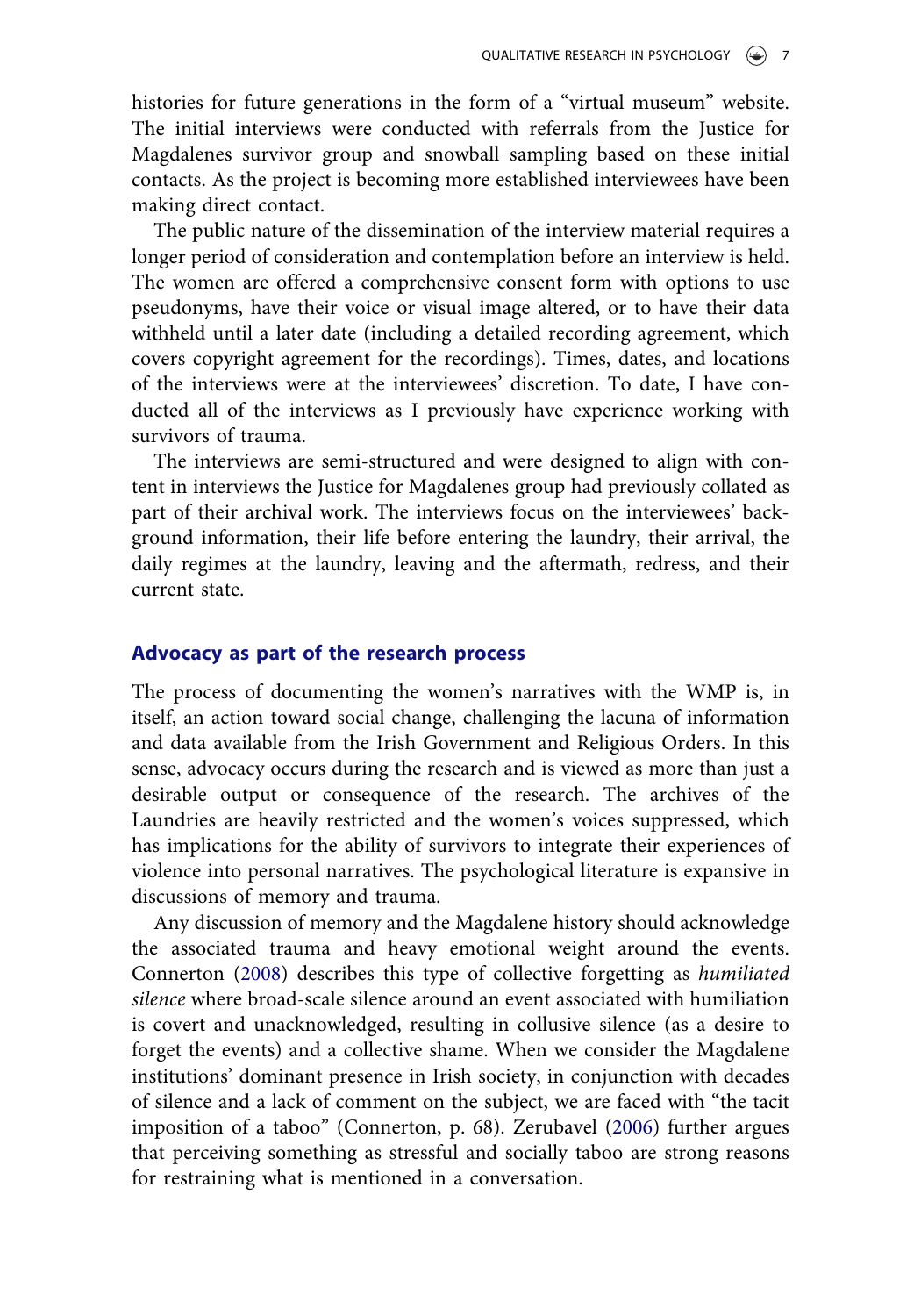histories for future generations in the form of a "virtual museum" website. The initial interviews were conducted with referrals from the Justice for Magdalenes survivor group and snowball sampling based on these initial contacts. As the project is becoming more established interviewees have been making direct contact.

The public nature of the dissemination of the interview material requires a longer period of consideration and contemplation before an interview is held. The women are offered a comprehensive consent form with options to use pseudonyms, have their voice or visual image altered, or to have their data withheld until a later date (including a detailed recording agreement, which covers copyright agreement for the recordings). Times, dates, and locations of the interviews were at the interviewees' discretion. To date, I have conducted all of the interviews as I previously have experience working with survivors of trauma.

The interviews are semi-structured and were designed to align with content in interviews the Justice for Magdalenes group had previously collated as part of their archival work. The interviews focus on the interviewees' background information, their life before entering the laundry, their arrival, the daily regimes at the laundry, leaving and the aftermath, redress, and their current state.

## Advocacy as part of the research process

The process of documenting the women's narratives with the WMP is, in itself, an action toward social change, challenging the lacuna of information and data available from the Irish Government and Religious Orders. In this sense, advocacy occurs during the research and is viewed as more than just a desirable output or consequence of the research. The archives of the Laundries are heavily restricted and the women's voices suppressed, which has implications for the ability of survivors to integrate their experiences of violence into personal narratives. The psychological literature is expansive in discussions of memory and trauma.

Any discussion of memory and the Magdalene history should acknowledge the associated trauma and heavy emotional weight around the events. Connerton (2008) describes this type of collective forgetting as *humiliated silence* where broad-scale silence around an event associated with humiliation is covert and unacknowledged, resulting in collusive silence (as a desire to forget the events) and a collective shame. When we consider the Magdalene institutions' dominant presence in Irish society, in conjunction with decades of silence and a lack of comment on the subject, we are faced with "the tacit imposition of a taboo" (Connerton, p. 68). Zerubavel (2006) further argues that perceiving something as stressful and socially taboo are strong reasons for restraining what is mentioned in a conversation.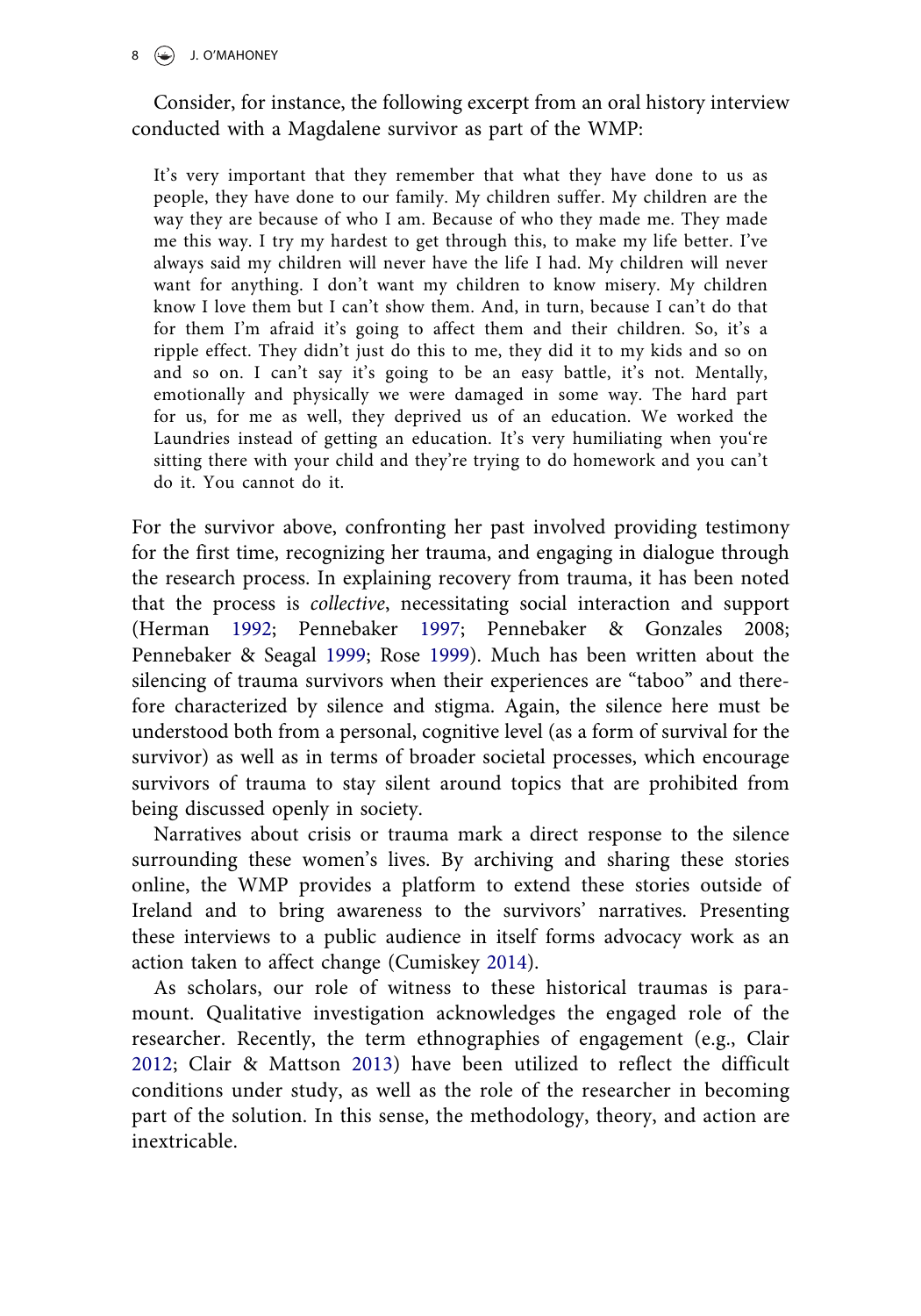Consider, for instance, the following excerpt from an oral history interview conducted with a Magdalene survivor as part of the WMP:

> It's very important that they remember that what they have done to us as people, they have done to our family. My children suffer. My children are the way they are because of who I am. Because of who they made me. They made me this way. I try my hardest to get through this, to make my life better. I've always said my children will never have the life I had. My children will never want for anything. I don't want my children to know misery. My children know I love them but I can't show them. And, in turn, because I can't do that for them I'm afraid it's going to affect them and their children. So, it's a ripple effect. They didn't just do this to me, they did it to my kids and so on and so on. I can't say it's going to be an easy battle, it's not. Mentally, emotionally and physically we were damaged in some way. The hard part for us, for me as well, they deprived us of an education. We worked the Laundries instead of getting an education. It's very humiliating when you're sitting there with your child and they're trying to do homework and you can't do it. You cannot do it.

For the survivor above, confronting her past involved providing testimony for the first time, recognizing her trauma, and engaging in dialogue through the research process. In explaining recovery from trauma, it has been noted that the process is *collective*, necessitating social interaction and support (Herman 1992; Pennebaker 1997; Pennebaker & Gonzales 2008; Pennebaker & Seagal 1999; Rose 1999). Much has been written about the silencing of trauma survivors when their experiences are "taboo" and therefore characterized by silence and stigma. Again, the silence here must be understood both from a personal, cognitive level (as a form of survival for the survivor) as well as in terms of broader societal processes, which encourage survivors of trauma to stay silent around topics that are prohibited from being discussed openly in society.

Narratives about crisis or trauma mark a direct response to the silence surrounding these women's lives. By archiving and sharing these stories online, the WMP provides a platform to extend these stories outside of Ireland and to bring awareness to the survivors' narratives. Presenting these interviews to a public audience in itself forms advocacy work as an action taken to affect change (Cumiskey 2014).

As scholars, our role of witness to these historical traumas is paramount. Qualitative investigation acknowledges the engaged role of the researcher. Recently, the term ethnographies of engagement (e.g., Clair 2012; Clair & Mattson 2013) have been utilized to reflect the difficult conditions under study, as well as the role of the researcher in becoming part of the solution. In this sense, the methodology, theory, and action are inextricable.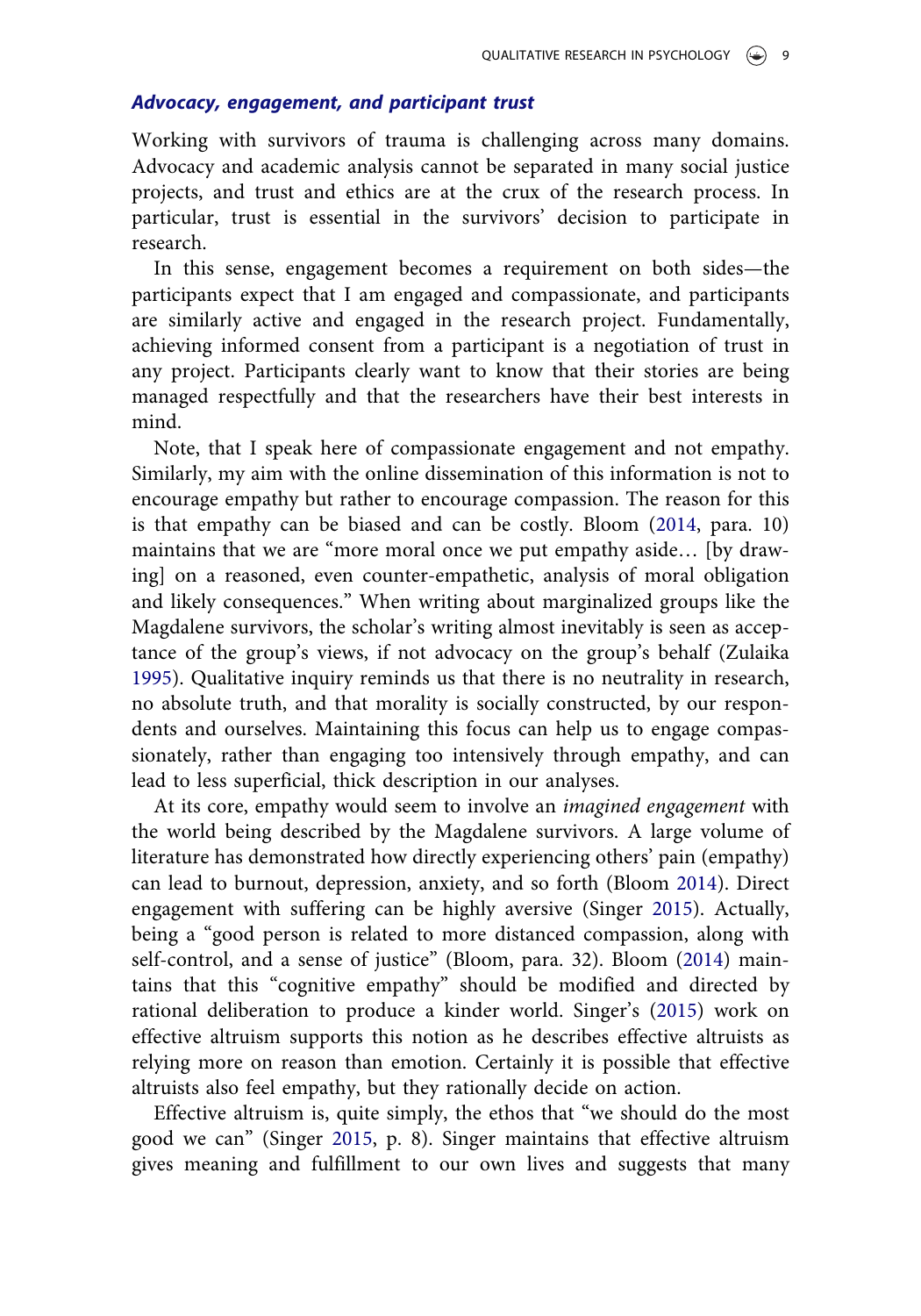### *Advocacy, engagement, and participant trust*

Working with survivors of trauma is challenging across many domains. Advocacy and academic analysis cannot be separated in many social justice projects, and trust and ethics are at the crux of the research process. In particular, trust is essential in the survivors' decision to participate in research.

In this sense, engagement becomes a requirement on both sides—the participants expect that I am engaged and compassionate, and participants are similarly active and engaged in the research project. Fundamentally, achieving informed consent from a participant is a negotiation of trust in any project. Participants clearly want to know that their stories are being managed respectfully and that the researchers have their best interests in mind.

Note, that I speak here of compassionate engagement and not empathy. Similarly, my aim with the online dissemination of this information is not to encourage empathy but rather to encourage compassion. The reason for this is that empathy can be biased and can be costly. Bloom (2014, para. 10) maintains that we are "more moral once we put empathy aside… [by drawing] on a reasoned, even counter-empathetic, analysis of moral obligation and likely consequences." When writing about marginalized groups like the Magdalene survivors, the scholar's writing almost inevitably is seen as acceptance of the group's views, if not advocacy on the group's behalf (Zulaika 1995). Qualitative inquiry reminds us that there is no neutrality in research, no absolute truth, and that morality is socially constructed, by our respondents and ourselves. Maintaining this focus can help us to engage compassionately, rather than engaging too intensively through empathy, and can lead to less superficial, thick description in our analyses.

At its core, empathy would seem to involve an *imagined engagement* with the world being described by the Magdalene survivors. A large volume of literature has demonstrated how directly experiencing others' pain (empathy) can lead to burnout, depression, anxiety, and so forth (Bloom 2014). Direct engagement with suffering can be highly aversive (Singer 2015). Actually, being a "good person is related to more distanced compassion, along with self-control, and a sense of justice" (Bloom, para. 32). Bloom (2014) maintains that this "cognitive empathy" should be modified and directed by rational deliberation to produce a kinder world. Singer's (2015) work on effective altruism supports this notion as he describes effective altruists as relying more on reason than emotion. Certainly it is possible that effective altruists also feel empathy, but they rationally decide on action.

Effective altruism is, quite simply, the ethos that "we should do the most good we can" (Singer 2015, p. 8). Singer maintains that effective altruism gives meaning and fulfillment to our own lives and suggests that many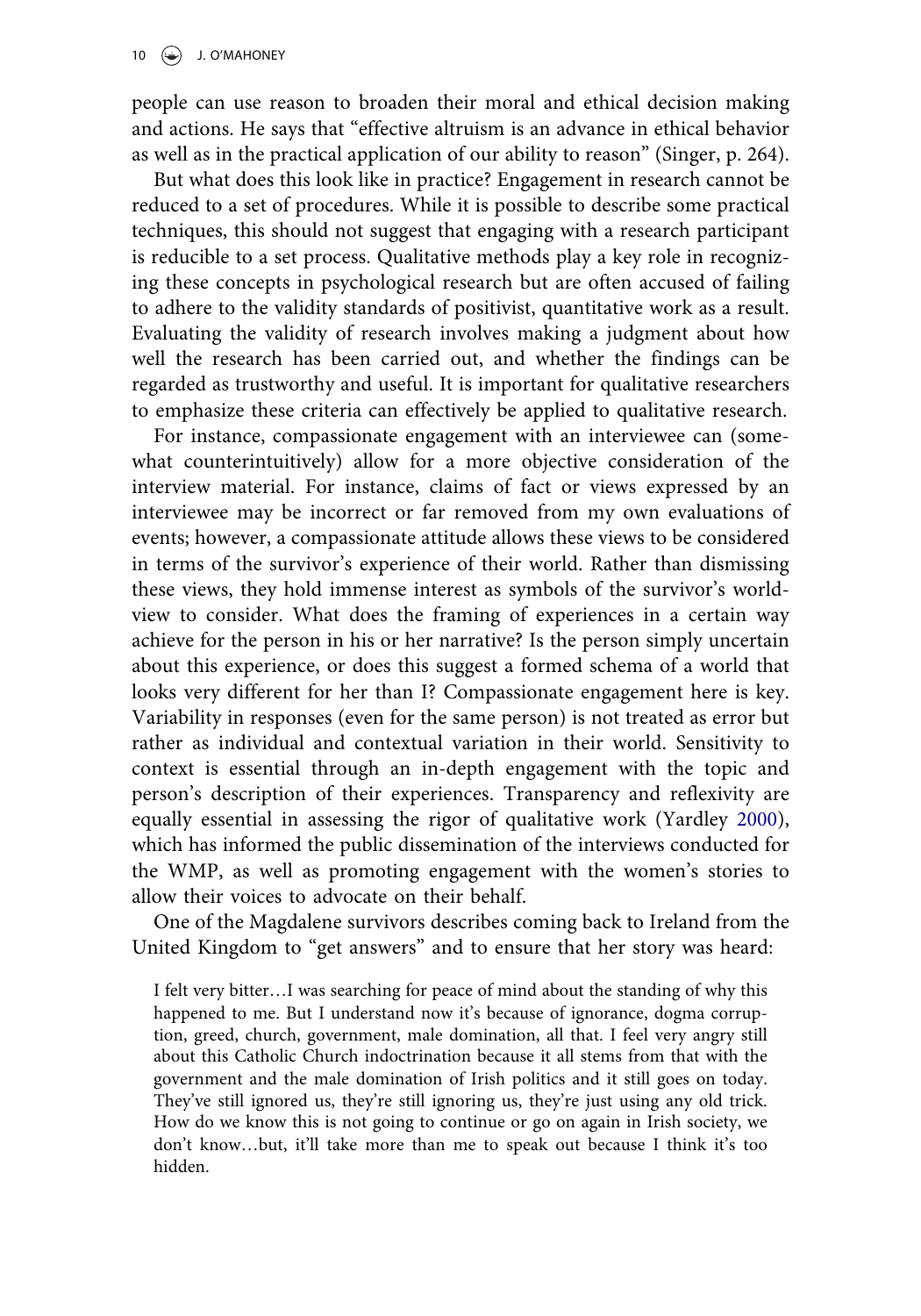people can use reason to broaden their moral and ethical decision making and actions. He says that "effective altruism is an advance in ethical behavior as well as in the practical application of our ability to reason" (Singer, p. 264).

But what does this look like in practice? Engagement in research cannot be reduced to a set of procedures. While it is possible to describe some practical techniques, this should not suggest that engaging with a research participant is reducible to a set process. Qualitative methods play a key role in recognizing these concepts in psychological research but are often accused of failing to adhere to the validity standards of positivist, quantitative work as a result. Evaluating the validity of research involves making a judgment about how well the research has been carried out, and whether the findings can be regarded as trustworthy and useful. It is important for qualitative researchers to emphasize these criteria can effectively be applied to qualitative research.

For instance, compassionate engagement with an interviewee can (somewhat counterintuitively) allow for a more objective consideration of the interview material. For instance, claims of fact or views expressed by an interviewee may be incorrect or far removed from my own evaluations of events; however, a compassionate attitude allows these views to be considered in terms of the survivor's experience of their world. Rather than dismissing these views, they hold immense interest as symbols of the survivor's worldview to consider. What does the framing of experiences in a certain way achieve for the person in his or her narrative? Is the person simply uncertain about this experience, or does this suggest a formed schema of a world that looks very different for her than I? Compassionate engagement here is key. Variability in responses (even for the same person) is not treated as error but rather as individual and contextual variation in their world. Sensitivity to context is essential through an in-depth engagement with the topic and person's description of their experiences. Transparency and reflexivity are equally essential in assessing the rigor of qualitative work (Yardley 2000), which has informed the public dissemination of the interviews conducted for the WMP, as well as promoting engagement with the women's stories to allow their voices to advocate on their behalf.

One of the Magdalene survivors describes coming back to Ireland from the United Kingdom to "get answers" and to ensure that her story was heard:

> I felt very bitter…I was searching for peace of mind about the standing of why this happened to me. But I understand now it's because of ignorance, dogma corruption, greed, church, government, male domination, all that. I feel very angry still about this Catholic Church indoctrination because it all stems from that with the government and the male domination of Irish politics and it still goes on today. They've still ignored us, they're still ignoring us, they're just using any old trick. How do we know this is not going to continue or go on again in Irish society, we don't know…but, it'll take more than me to speak out because I think it's too hidden.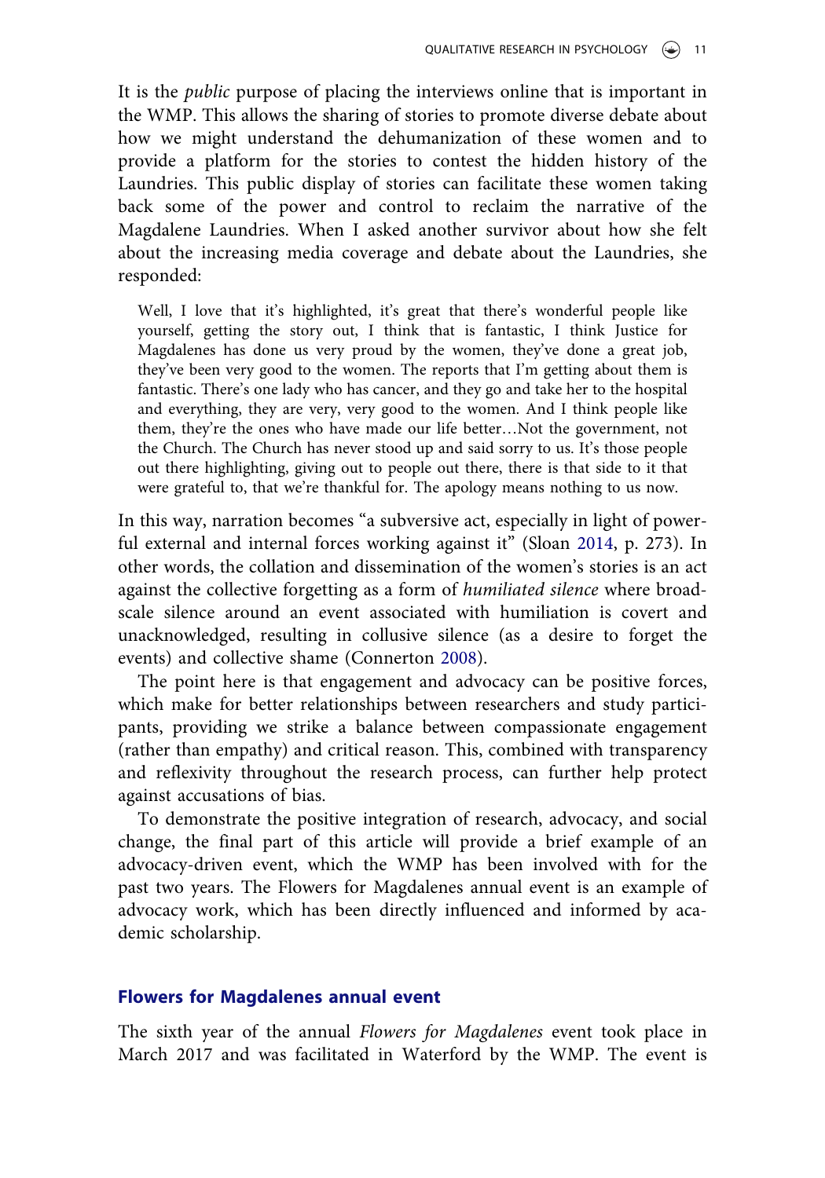It is the *public* purpose of placing the interviews online that is important in the WMP. This allows the sharing of stories to promote diverse debate about how we might understand the dehumanization of these women and to provide a platform for the stories to contest the hidden history of the Laundries. This public display of stories can facilitate these women taking back some of the power and control to reclaim the narrative of the Magdalene Laundries. When I asked another survivor about how she felt about the increasing media coverage and debate about the Laundries, she responded:

> Well, I love that it's highlighted, it's great that there's wonderful people like yourself, getting the story out, I think that is fantastic, I think Justice for Magdalenes has done us very proud by the women, they've done a great job, they've been very good to the women. The reports that I'm getting about them is fantastic. There's one lady who has cancer, and they go and take her to the hospital and everything, they are very, very good to the women. And I think people like them, they're the ones who have made our life better…Not the government, not the Church. The Church has never stood up and said sorry to us. It's those people out there highlighting, giving out to people out there, there is that side to it that were grateful to, that we're thankful for. The apology means nothing to us now.

In this way, narration becomes "a subversive act, especially in light of powerful external and internal forces working against it" (Sloan 2014, p. 273). In other words, the collation and dissemination of the women's stories is an act against the collective forgetting as a form of *humiliated silence* where broad-scale silence around an event associated with humiliation is covert and unacknowledged, resulting in collusive silence (as a desire to forget the events) and collective shame (Connerton 2008).

The point here is that engagement and advocacy can be positive forces, which make for better relationships between researchers and study participants, providing we strike a balance between compassionate engagement (rather than empathy) and critical reason. This, combined with transparency and reflexivity throughout the research process, can further help protect against accusations of bias.

To demonstrate the positive integration of research, advocacy, and social change, the final part of this article will provide a brief example of an advocacy-driven event, which the WMP has been involved with for the past two years. The Flowers for Magdalenes annual event is an example of advocacy work, which has been directly influenced and informed by academic scholarship.

## Flowers for Magdalenes annual event

The sixth year of the annual *Flowers for Magdalenes* event took place in March 2017 and was facilitated in Waterford by the WMP. The event is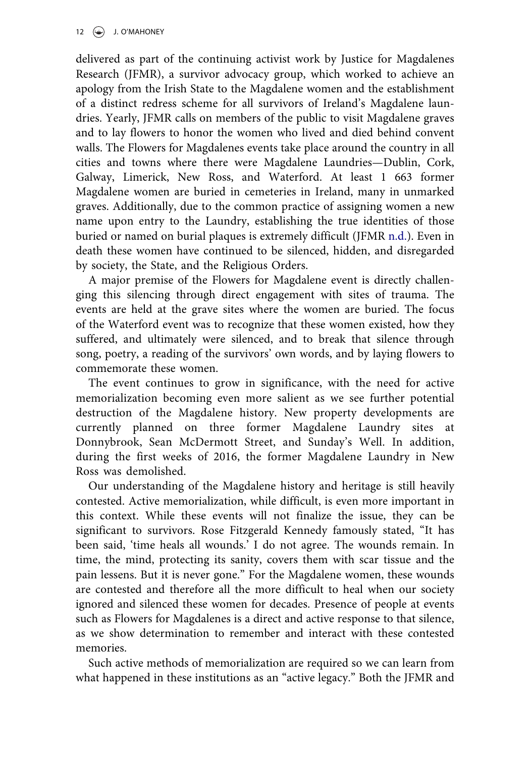delivered as part of the continuing activist work by Justice for Magdalenes Research (JFMR), a survivor advocacy group, which worked to achieve an apology from the Irish State to the Magdalene women and the establishment of a distinct redress scheme for all survivors of Ireland's Magdalene laundries. Yearly, JFMR calls on members of the public to visit Magdalene graves and to lay flowers to honor the women who lived and died behind convent walls. The Flowers for Magdalenes events take place around the country in all cities and towns where there were Magdalene Laundries—Dublin, Cork, Galway, Limerick, New Ross, and Waterford. At least 1 663 former Magdalene women are buried in cemeteries in Ireland, many in unmarked graves. Additionally, due to the common practice of assigning women a new name upon entry to the Laundry, establishing the true identities of those buried or named on burial plaques is extremely difficult (JFMR n.d.). Even in death these women have continued to be silenced, hidden, and disregarded by society, the State, and the Religious Orders.

A major premise of the Flowers for Magdalene event is directly challenging this silencing through direct engagement with sites of trauma. The events are held at the grave sites where the women are buried. The focus of the Waterford event was to recognize that these women existed, how they suffered, and ultimately were silenced, and to break that silence through song, poetry, a reading of the survivors' own words, and by laying flowers to commemorate these women.

The event continues to grow in significance, with the need for active memorialization becoming even more salient as we see further potential destruction of the Magdalene history. New property developments are currently planned on three former Magdalene Laundry sites at Donnybrook, Sean McDermott Street, and Sunday's Well. In addition, during the first weeks of 2016, the former Magdalene Laundry in New Ross was demolished.

Our understanding of the Magdalene history and heritage is still heavily contested. Active memorialization, while difficult, is even more important in this context. While these events will not finalize the issue, they can be significant to survivors. Rose Fitzgerald Kennedy famously stated, "It has been said, 'time heals all wounds.' I do not agree. The wounds remain. In time, the mind, protecting its sanity, covers them with scar tissue and the pain lessens. But it is never gone." For the Magdalene women, these wounds are contested and therefore all the more difficult to heal when our society ignored and silenced these women for decades. Presence of people at events such as Flowers for Magdalenes is a direct and active response to that silence, as we show determination to remember and interact with these contested memories.

Such active methods of memorialization are required so we can learn from what happened in these institutions as an "active legacy." Both the JFMR and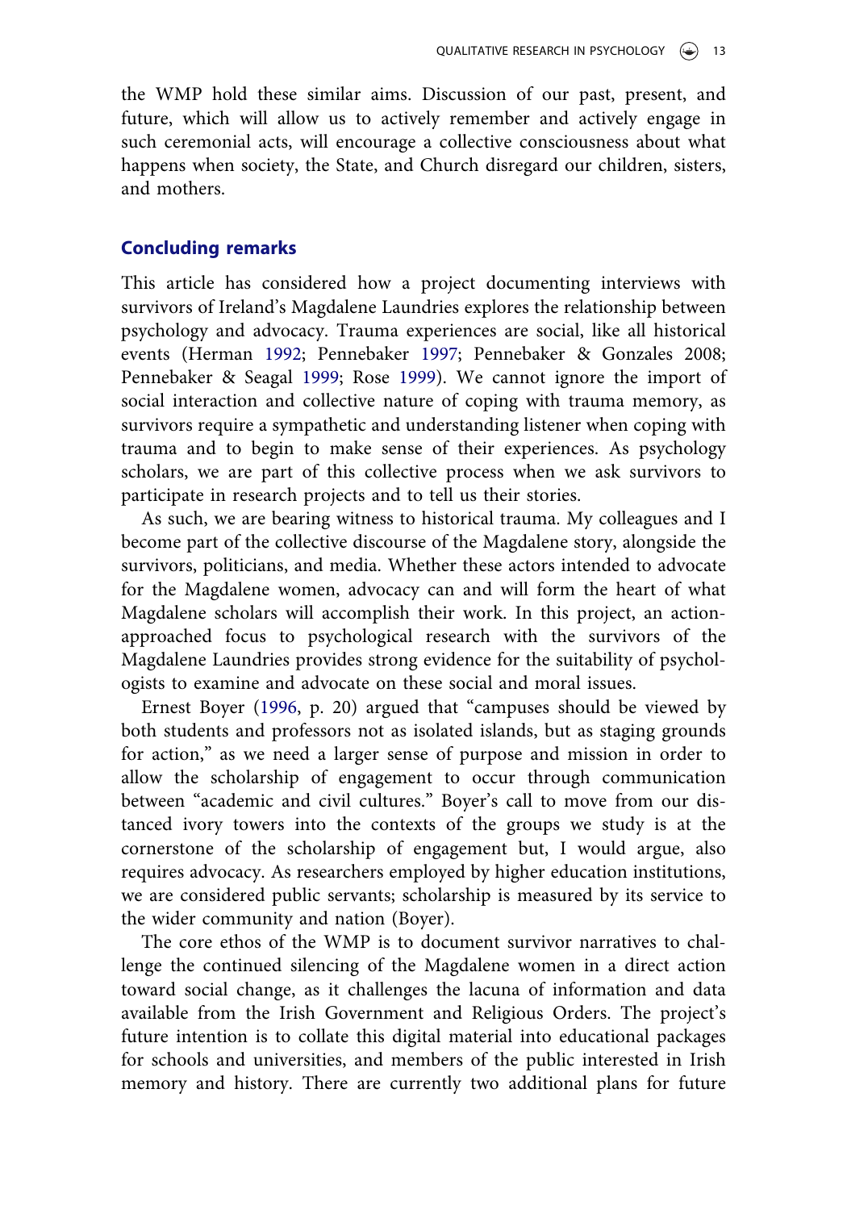the WMP hold these similar aims. Discussion of our past, present, and future, which will allow us to actively remember and actively engage in such ceremonial acts, will encourage a collective consciousness about what happens when society, the State, and Church disregard our children, sisters, and mothers.

## Concluding remarks

This article has considered how a project documenting interviews with survivors of Ireland's Magdalene Laundries explores the relationship between psychology and advocacy. Trauma experiences are social, like all historical events (Herman 1992; Pennebaker 1997; Pennebaker & Gonzales 2008; Pennebaker & Seagal 1999; Rose 1999). We cannot ignore the import of social interaction and collective nature of coping with trauma memory, as survivors require a sympathetic and understanding listener when coping with trauma and to begin to make sense of their experiences. As psychology scholars, we are part of this collective process when we ask survivors to participate in research projects and to tell us their stories.

As such, we are bearing witness to historical trauma. My colleagues and I become part of the collective discourse of the Magdalene story, alongside the survivors, politicians, and media. Whether these actors intended to advocate for the Magdalene women, advocacy can and will form the heart of what Magdalene scholars will accomplish their work. In this project, an action-approached focus to psychological research with the survivors of the Magdalene Laundries provides strong evidence for the suitability of psychologists to examine and advocate on these social and moral issues.

Ernest Boyer (1996, p. 20) argued that "campuses should be viewed by both students and professors not as isolated islands, but as staging grounds for action," as we need a larger sense of purpose and mission in order to allow the scholarship of engagement to occur through communication between "academic and civil cultures." Boyer's call to move from our distanced ivory towers into the contexts of the groups we study is at the cornerstone of the scholarship of engagement but, I would argue, also requires advocacy. As researchers employed by higher education institutions, we are considered public servants; scholarship is measured by its service to the wider community and nation (Boyer).

The core ethos of the WMP is to document survivor narratives to challenge the continued silencing of the Magdalene women in a direct action toward social change, as it challenges the lacuna of information and data available from the Irish Government and Religious Orders. The project's future intention is to collate this digital material into educational packages for schools and universities, and members of the public interested in Irish memory and history. There are currently two additional plans for future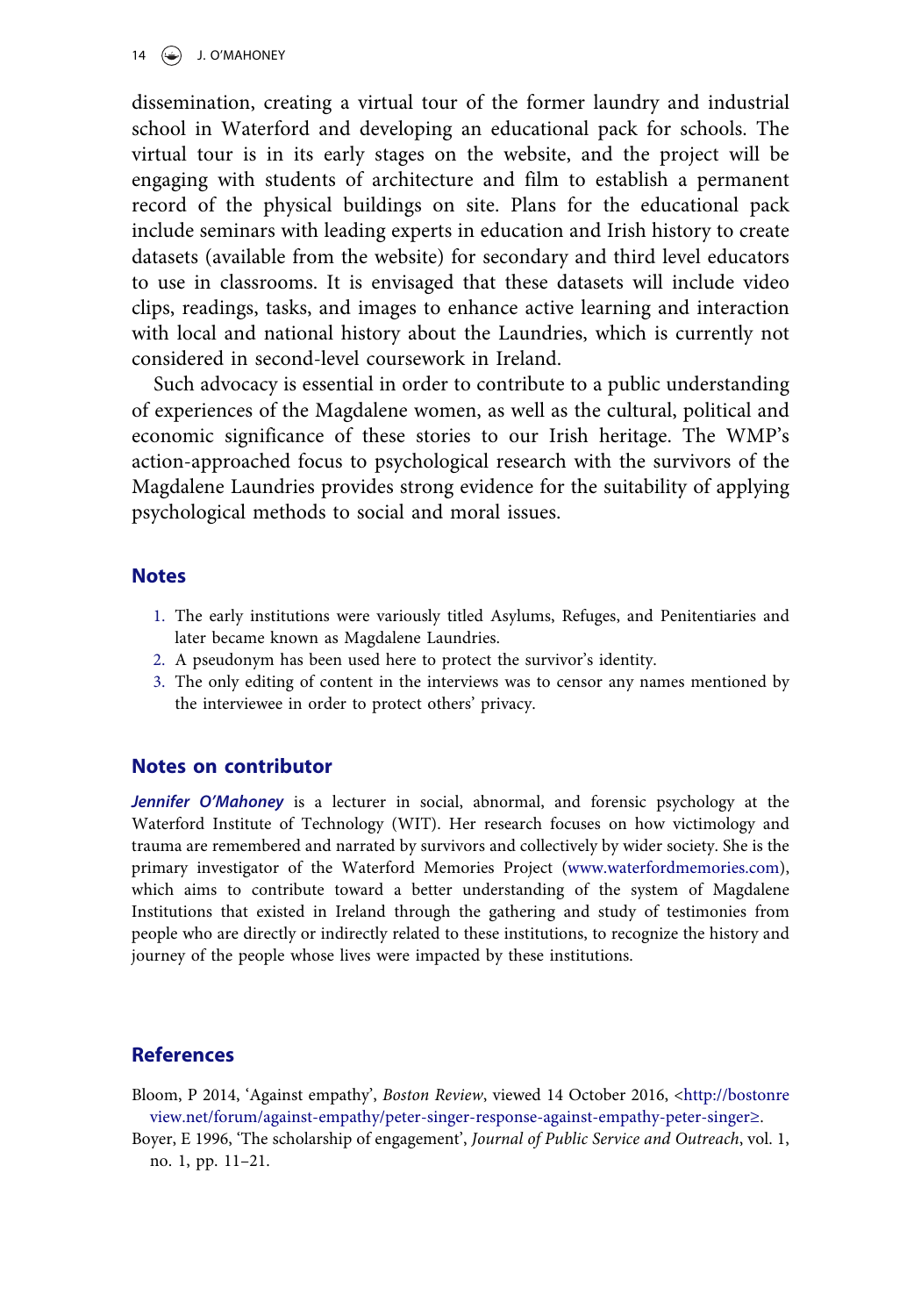dissemination, creating a virtual tour of the former laundry and industrial school in Waterford and developing an educational pack for schools. The virtual tour is in its early stages on the website, and the project will be engaging with students of architecture and film to establish a permanent record of the physical buildings on site. Plans for the educational pack include seminars with leading experts in education and Irish history to create datasets (available from the website) for secondary and third level educators to use in classrooms. It is envisaged that these datasets will include video clips, readings, tasks, and images to enhance active learning and interaction with local and national history about the Laundries, which is currently not considered in second-level coursework in Ireland.

Such advocacy is essential in order to contribute to a public understanding of experiences of the Magdalene women, as well as the cultural, political and economic significance of these stories to our Irish heritage. The WMP's action-approached focus to psychological research with the survivors of the Magdalene Laundries provides strong evidence for the suitability of applying psychological methods to social and moral issues.

## Notes

1. The early institutions were variously titled Asylums, Refuges, and Penitentiaries and later became known as Magdalene Laundries.
2. A pseudonym has been used here to protect the survivor's identity.
3. The only editing of content in the interviews was to censor any names mentioned by the interviewee in order to protect others' privacy.

## Notes on contributor

***Jennifer O'Mahoney*** is a lecturer in social, abnormal, and forensic psychology at the Waterford Institute of Technology (WIT). Her research focuses on how victimology and trauma are remembered and narrated by survivors and collectively by wider society. She is the primary investigator of the Waterford Memories Project (www.waterfordmemories.com), which aims to contribute toward a better understanding of the system of Magdalene Institutions that existed in Ireland through the gathering and study of testimonies from people who are directly or indirectly related to these institutions, to recognize the history and journey of the people whose lives were impacted by these institutions.

## References

Bloom, P 2014, 'Against empathy', *Boston Review*, viewed 14 October 2016, <http://bostonreview.net/forum/against-empathy/peter-singer-response-against-empathy-peter-singer≥.

Boyer, E 1996, 'The scholarship of engagement', *Journal of Public Service and Outreach*, vol. 1, no. 1, pp. 11–21.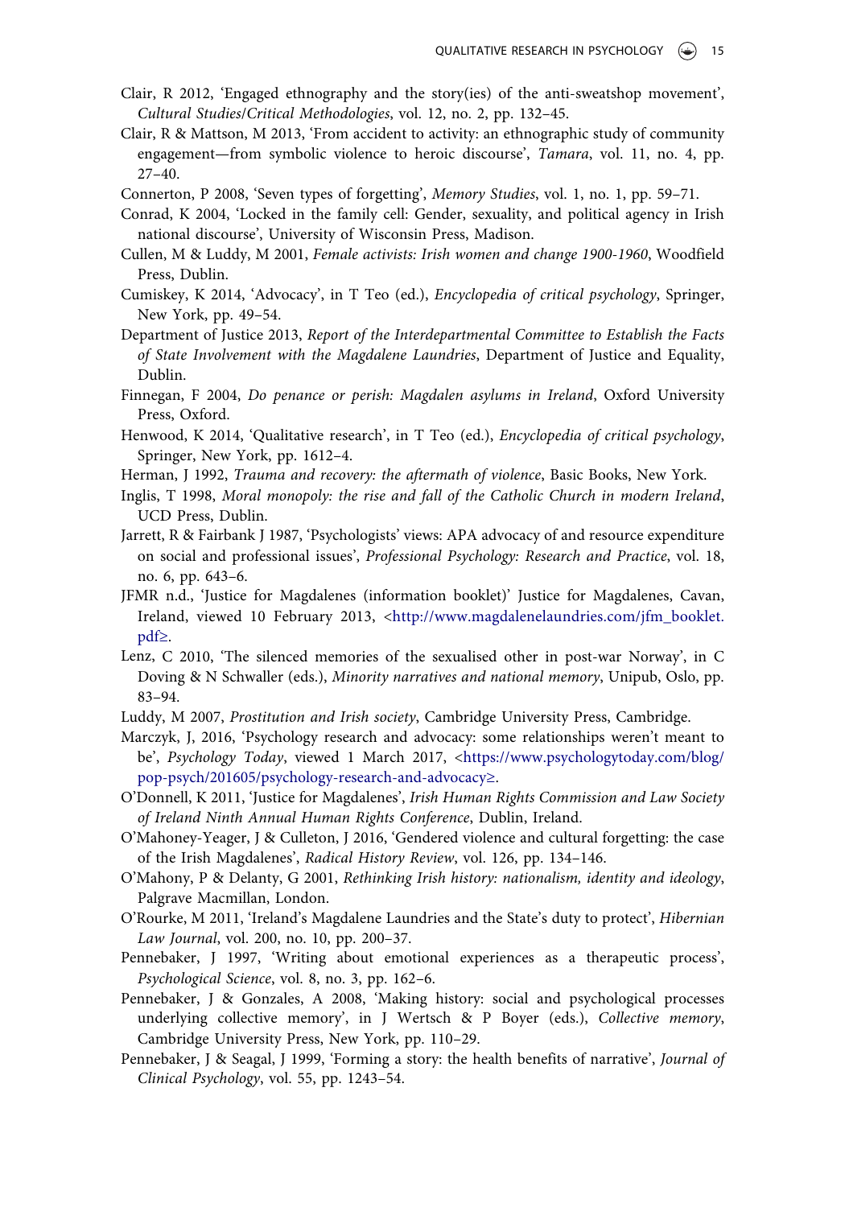Clair, R 2012, 'Engaged ethnography and the story(ies) of the anti-sweatshop movement', *Cultural Studies/Critical Methodologies*, vol. 12, no. 2, pp. 132–45.

Clair, R & Mattson, M 2013, 'From accident to activity: an ethnographic study of community engagement—from symbolic violence to heroic discourse', *Tamara*, vol. 11, no. 4, pp. 27–40.

Connerton, P 2008, 'Seven types of forgetting', *Memory Studies*, vol. 1, no. 1, pp. 59–71.

Conrad, K 2004, 'Locked in the family cell: Gender, sexuality, and political agency in Irish national discourse', University of Wisconsin Press, Madison.

Cullen, M & Luddy, M 2001, *Female activists: Irish women and change 1900-1960*, Woodfield Press, Dublin.

Cumiskey, K 2014, 'Advocacy', in T Teo (ed.), *Encyclopedia of critical psychology*, Springer, New York, pp. 49–54.

Department of Justice 2013, *Report of the Interdepartmental Committee to Establish the Facts of State Involvement with the Magdalene Laundries*, Department of Justice and Equality, Dublin.

Finnegan, F 2004, *Do penance or perish: Magdalen asylums in Ireland*, Oxford University Press, Oxford.

Henwood, K 2014, 'Qualitative research', in T Teo (ed.), *Encyclopedia of critical psychology*, Springer, New York, pp. 1612–4.

Herman, J 1992, *Trauma and recovery: the aftermath of violence*, Basic Books, New York.

Inglis, T 1998, *Moral monopoly: the rise and fall of the Catholic Church in modern Ireland*, UCD Press, Dublin.

Jarrett, R & Fairbank J 1987, 'Psychologists' views: APA advocacy of and resource expenditure on social and professional issues', *Professional Psychology: Research and Practice*, vol. 18, no. 6, pp. 643–6.

JFMR n.d., 'Justice for Magdalenes (information booklet)' Justice for Magdalenes, Cavan, Ireland, viewed 10 February 2013, <http://www.magdalenelaundries.com/jfm_booklet.pdf≥.

Lenz, C 2010, 'The silenced memories of the sexualised other in post-war Norway', in C Doving & N Schwaller (eds.), *Minority narratives and national memory*, Unipub, Oslo, pp. 83–94.

Luddy, M 2007, *Prostitution and Irish society*, Cambridge University Press, Cambridge.

Marczyk, J, 2016, 'Psychology research and advocacy: some relationships weren't meant to be', *Psychology Today*, viewed 1 March 2017, <https://www.psychologytoday.com/blog/pop-psych/201605/psychology-research-and-advocacy≥.

O'Donnell, K 2011, 'Justice for Magdalenes', *Irish Human Rights Commission and Law Society of Ireland Ninth Annual Human Rights Conference*, Dublin, Ireland.

O'Mahoney-Yeager, J & Culleton, J 2016, 'Gendered violence and cultural forgetting: the case of the Irish Magdalenes', *Radical History Review*, vol. 126, pp. 134–146.

O'Mahony, P & Delanty, G 2001, *Rethinking Irish history: nationalism, identity and ideology*, Palgrave Macmillan, London.

O'Rourke, M 2011, 'Ireland's Magdalene Laundries and the State's duty to protect', *Hibernian Law Journal*, vol. 200, no. 10, pp. 200–37.

Pennebaker, J 1997, 'Writing about emotional experiences as a therapeutic process', *Psychological Science*, vol. 8, no. 3, pp. 162–6.

Pennebaker, J & Gonzales, A 2008, 'Making history: social and psychological processes underlying collective memory', in J Wertsch & P Boyer (eds.), *Collective memory*, Cambridge University Press, New York, pp. 110–29.

Pennebaker, J & Seagal, J 1999, 'Forming a story: the health benefits of narrative', *Journal of Clinical Psychology*, vol. 55, pp. 1243–54.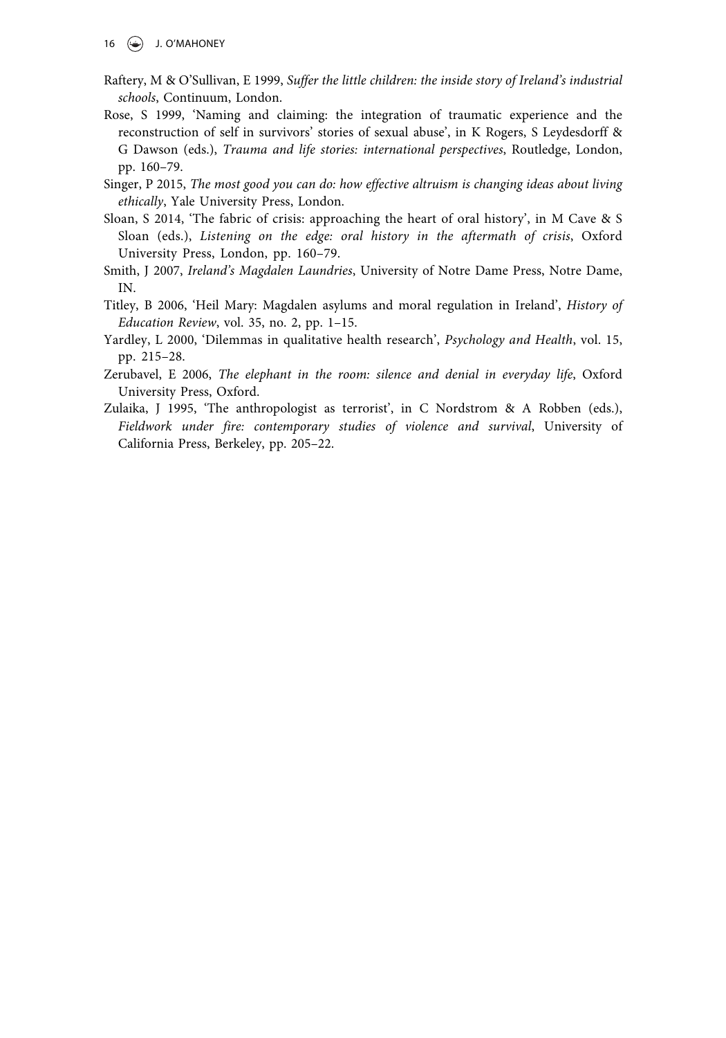Raftery, M & O'Sullivan, E 1999, *Suffer the little children: the inside story of Ireland's industrial schools*, Continuum, London.

Rose, S 1999, 'Naming and claiming: the integration of traumatic experience and the reconstruction of self in survivors' stories of sexual abuse', in K Rogers, S Leydesdorff & G Dawson (eds.), *Trauma and life stories: international perspectives*, Routledge, London, pp. 160–79.

Singer, P 2015, *The most good you can do: how effective altruism is changing ideas about living ethically*, Yale University Press, London.

Sloan, S 2014, 'The fabric of crisis: approaching the heart of oral history', in M Cave & S Sloan (eds.), *Listening on the edge: oral history in the aftermath of crisis*, Oxford University Press, London, pp. 160–79.

Smith, J 2007, *Ireland's Magdalen Laundries*, University of Notre Dame Press, Notre Dame, IN.

Titley, B 2006, 'Heil Mary: Magdalen asylums and moral regulation in Ireland', *History of Education Review*, vol. 35, no. 2, pp. 1–15.

Yardley, L 2000, 'Dilemmas in qualitative health research', *Psychology and Health*, vol. 15, pp. 215–28.

Zerubavel, E 2006, *The elephant in the room: silence and denial in everyday life*, Oxford University Press, Oxford.

Zulaika, J 1995, 'The anthropologist as terrorist', in C Nordstrom & A Robben (eds.), *Fieldwork under fire: contemporary studies of violence and survival*, University of California Press, Berkeley, pp. 205–22.